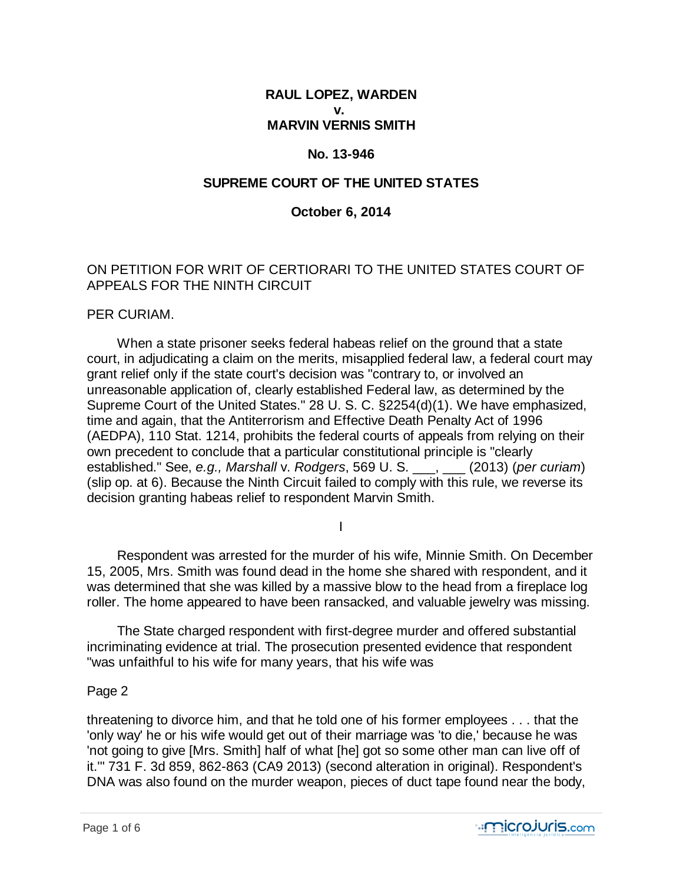**RAUL LOPEZ, WARDEN**
**v.**
**MARVIN VERNIS SMITH**

**No. 13-946**

**SUPREME COURT OF THE UNITED STATES**

**October 6, 2014**

ON PETITION FOR WRIT OF CERTIORARI TO THE UNITED STATES COURT OF APPEALS FOR THE NINTH CIRCUIT

PER CURIAM.

When a state prisoner seeks federal habeas relief on the ground that a state court, in adjudicating a claim on the merits, misapplied federal law, a federal court may grant relief only if the state court's decision was "contrary to, or involved an unreasonable application of, clearly established Federal law, as determined by the Supreme Court of the United States." 28 U. S. C. §2254(d)(1). We have emphasized, time and again, that the Antiterrorism and Effective Death Penalty Act of 1996 (AEDPA), 110 Stat. 1214, prohibits the federal courts of appeals from relying on their own precedent to conclude that a particular constitutional principle is "clearly established." See, *e.g., Marshall* v. *Rodgers*, 569 U. S. ___, ___ (2013) (*per curiam*) (slip op. at 6). Because the Ninth Circuit failed to comply with this rule, we reverse its decision granting habeas relief to respondent Marvin Smith.

I

Respondent was arrested for the murder of his wife, Minnie Smith. On December 15, 2005, Mrs. Smith was found dead in the home she shared with respondent, and it was determined that she was killed by a massive blow to the head from a fireplace log roller. The home appeared to have been ransacked, and valuable jewelry was missing.

The State charged respondent with first-degree murder and offered substantial incriminating evidence at trial. The prosecution presented evidence that respondent "was unfaithful to his wife for many years, that his wife was

Page 2

threatening to divorce him, and that he told one of his former employees . . . that the 'only way' he or his wife would get out of their marriage was 'to die,' because he was 'not going to give [Mrs. Smith] half of what [he] got so some other man can live off of it.'" 731 F. 3d 859, 862-863 (CA9 2013) (second alteration in original). Respondent's DNA was also found on the murder weapon, pieces of duct tape found near the body,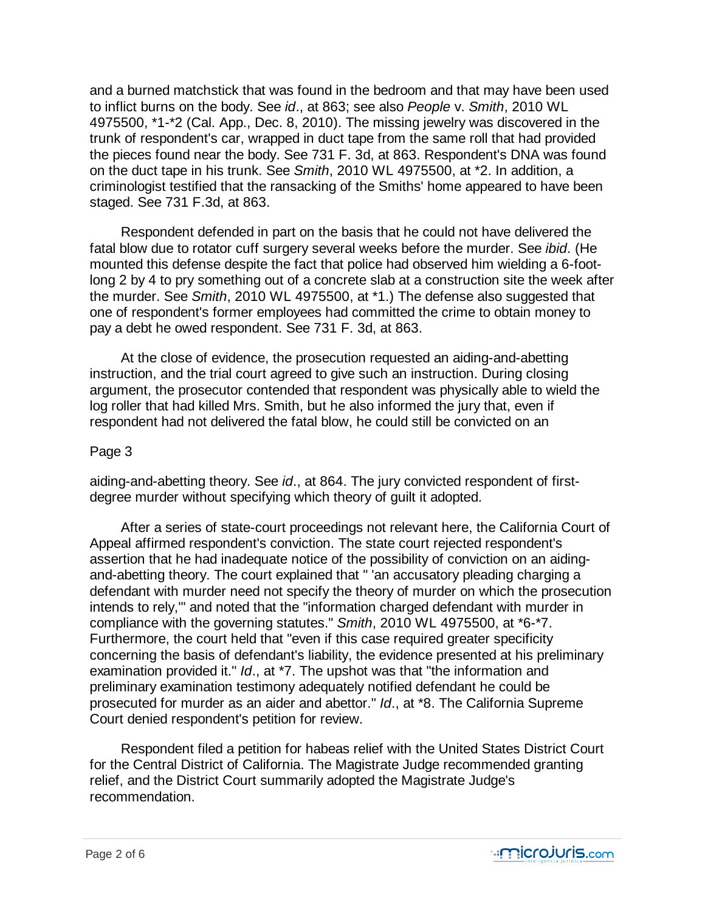and a burned matchstick that was found in the bedroom and that may have been used to inflict burns on the body. See *id*., at 863; see also *People* v. *Smith*, 2010 WL 4975500, *1-*2 (Cal. App., Dec. 8, 2010). The missing jewelry was discovered in the trunk of respondent's car, wrapped in duct tape from the same roll that had provided the pieces found near the body. See 731 F. 3d, at 863. Respondent's DNA was found on the duct tape in his trunk. See *Smith*, 2010 WL 4975500, at *2. In addition, a criminologist testified that the ransacking of the Smiths' home appeared to have been staged. See 731 F.3d, at 863.

Respondent defended in part on the basis that he could not have delivered the fatal blow due to rotator cuff surgery several weeks before the murder. See *ibid*. (He mounted this defense despite the fact that police had observed him wielding a 6-foot-long 2 by 4 to pry something out of a concrete slab at a construction site the week after the murder. See *Smith*, 2010 WL 4975500, at *1.) The defense also suggested that one of respondent's former employees had committed the crime to obtain money to pay a debt he owed respondent. See 731 F. 3d, at 863.

At the close of evidence, the prosecution requested an aiding-and-abetting instruction, and the trial court agreed to give such an instruction. During closing argument, the prosecutor contended that respondent was physically able to wield the log roller that had killed Mrs. Smith, but he also informed the jury that, even if respondent had not delivered the fatal blow, he could still be convicted on an

Page 3

aiding-and-abetting theory. See *id*., at 864. The jury convicted respondent of first-degree murder without specifying which theory of guilt it adopted.

After a series of state-court proceedings not relevant here, the California Court of Appeal affirmed respondent's conviction. The state court rejected respondent's assertion that he had inadequate notice of the possibility of conviction on an aiding-and-abetting theory. The court explained that " 'an accusatory pleading charging a defendant with murder need not specify the theory of murder on which the prosecution intends to rely,'" and noted that the "information charged defendant with murder in compliance with the governing statutes." *Smith*, 2010 WL 4975500, at *6-*7. Furthermore, the court held that "even if this case required greater specificity concerning the basis of defendant's liability, the evidence presented at his preliminary examination provided it." *Id*., at *7. The upshot was that "the information and preliminary examination testimony adequately notified defendant he could be prosecuted for murder as an aider and abettor." *Id*., at *8. The California Supreme Court denied respondent's petition for review.

Respondent filed a petition for habeas relief with the United States District Court for the Central District of California. The Magistrate Judge recommended granting relief, and the District Court summarily adopted the Magistrate Judge's recommendation.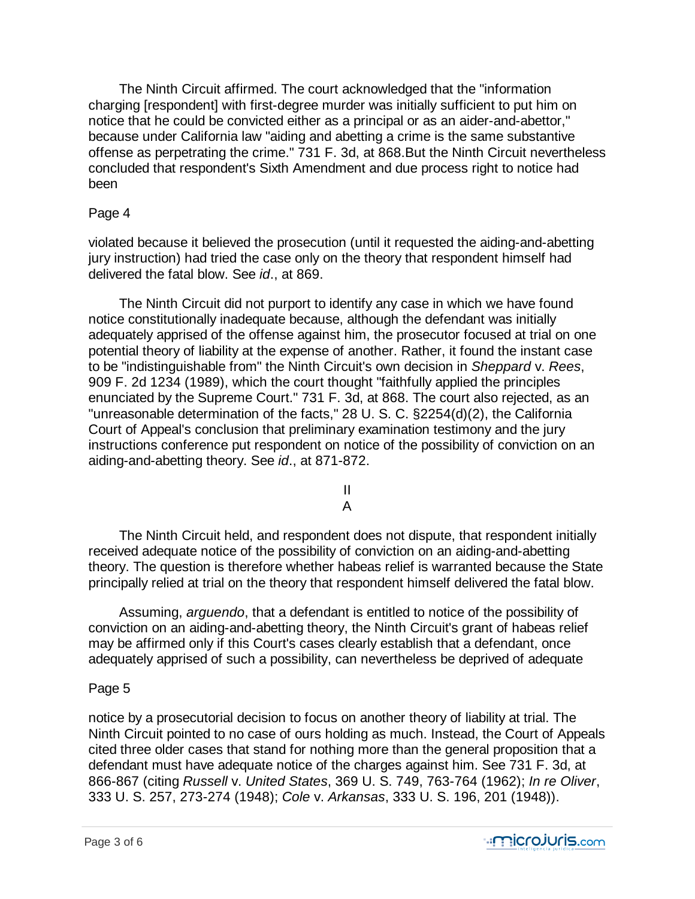The Ninth Circuit affirmed. The court acknowledged that the "information charging [respondent] with first-degree murder was initially sufficient to put him on notice that he could be convicted either as a principal or as an aider-and-abettor," because under California law "aiding and abetting a crime is the same substantive offense as perpetrating the crime." 731 F. 3d, at 868.But the Ninth Circuit nevertheless concluded that respondent's Sixth Amendment and due process right to notice had been

Page 4

violated because it believed the prosecution (until it requested the aiding-and-abetting jury instruction) had tried the case only on the theory that respondent himself had delivered the fatal blow. See *id*., at 869.

The Ninth Circuit did not purport to identify any case in which we have found notice constitutionally inadequate because, although the defendant was initially adequately apprised of the offense against him, the prosecutor focused at trial on one potential theory of liability at the expense of another. Rather, it found the instant case to be "indistinguishable from" the Ninth Circuit's own decision in *Sheppard* v. *Rees*, 909 F. 2d 1234 (1989), which the court thought "faithfully applied the principles enunciated by the Supreme Court." 731 F. 3d, at 868. The court also rejected, as an "unreasonable determination of the facts," 28 U. S. C. §2254(d)(2), the California Court of Appeal's conclusion that preliminary examination testimony and the jury instructions conference put respondent on notice of the possibility of conviction on an aiding-and-abetting theory. See *id*., at 871-872.

## II

### A

The Ninth Circuit held, and respondent does not dispute, that respondent initially received adequate notice of the possibility of conviction on an aiding-and-abetting theory. The question is therefore whether habeas relief is warranted because the State principally relied at trial on the theory that respondent himself delivered the fatal blow.

Assuming, *arguendo*, that a defendant is entitled to notice of the possibility of conviction on an aiding-and-abetting theory, the Ninth Circuit's grant of habeas relief may be affirmed only if this Court's cases clearly establish that a defendant, once adequately apprised of such a possibility, can nevertheless be deprived of adequate

Page 5

notice by a prosecutorial decision to focus on another theory of liability at trial. The Ninth Circuit pointed to no case of ours holding as much. Instead, the Court of Appeals cited three older cases that stand for nothing more than the general proposition that a defendant must have adequate notice of the charges against him. See 731 F. 3d, at 866-867 (citing *Russell* v. *United States*, 369 U. S. 749, 763-764 (1962); *In re Oliver*, 333 U. S. 257, 273-274 (1948); *Cole* v. *Arkansas*, 333 U. S. 196, 201 (1948)).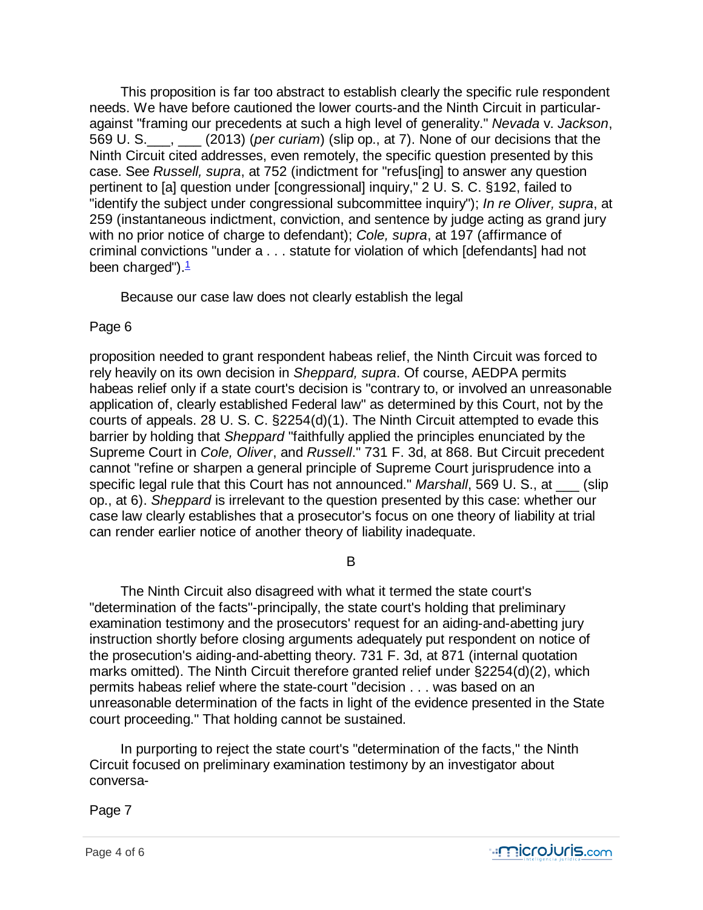This proposition is far too abstract to establish clearly the specific rule respondent needs. We have before cautioned the lower courts-and the Ninth Circuit in particular-against "framing our precedents at such a high level of generality." *Nevada* v. *Jackson*, 569 U. S.___, ___ (2013) (*per curiam*) (slip op., at 7). None of our decisions that the Ninth Circuit cited addresses, even remotely, the specific question presented by this case. See *Russell, supra*, at 752 (indictment for "refus[ing] to answer any question pertinent to [a] question under [congressional] inquiry," 2 U. S. C. §192, failed to "identify the subject under congressional subcommittee inquiry"); *In re Oliver, supra*, at 259 (instantaneous indictment, conviction, and sentence by judge acting as grand jury with no prior notice of charge to defendant); *Cole, supra*, at 197 (affirmance of criminal convictions "under a . . . statute for violation of which [defendants] had not been charged").[1]

Because our case law does not clearly establish the legal

Page 6

proposition needed to grant respondent habeas relief, the Ninth Circuit was forced to rely heavily on its own decision in *Sheppard, supra*. Of course, AEDPA permits habeas relief only if a state court's decision is "contrary to, or involved an unreasonable application of, clearly established Federal law" as determined by this Court, not by the courts of appeals. 28 U. S. C. §2254(d)(1). The Ninth Circuit attempted to evade this barrier by holding that *Sheppard* "faithfully applied the principles enunciated by the Supreme Court in *Cole, Oliver*, and *Russell*." 731 F. 3d, at 868. But Circuit precedent cannot "refine or sharpen a general principle of Supreme Court jurisprudence into a specific legal rule that this Court has not announced." *Marshall*, 569 U. S., at ___ (slip op., at 6). *Sheppard* is irrelevant to the question presented by this case: whether our case law clearly establishes that a prosecutor's focus on one theory of liability at trial can render earlier notice of another theory of liability inadequate.

B

The Ninth Circuit also disagreed with what it termed the state court's "determination of the facts"-principally, the state court's holding that preliminary examination testimony and the prosecutors' request for an aiding-and-abetting jury instruction shortly before closing arguments adequately put respondent on notice of the prosecution's aiding-and-abetting theory. 731 F. 3d, at 871 (internal quotation marks omitted). The Ninth Circuit therefore granted relief under §2254(d)(2), which permits habeas relief where the state-court "decision . . . was based on an unreasonable determination of the facts in light of the evidence presented in the State court proceeding." That holding cannot be sustained.

In purporting to reject the state court's "determination of the facts," the Ninth Circuit focused on preliminary examination testimony by an investigator about conversa-

Page 7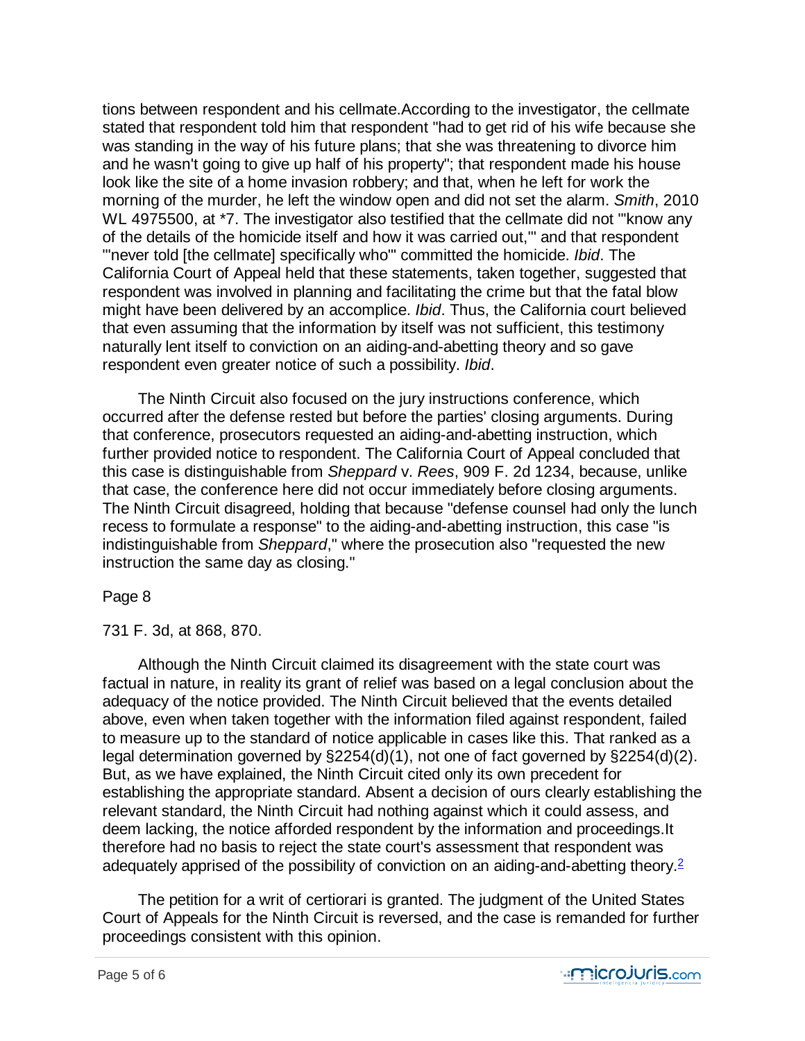tions between respondent and his cellmate.According to the investigator, the cellmate stated that respondent told him that respondent "had to get rid of his wife because she was standing in the way of his future plans; that she was threatening to divorce him and he wasn't going to give up half of his property"; that respondent made his house look like the site of a home invasion robbery; and that, when he left for work the morning of the murder, he left the window open and did not set the alarm. *Smith*, 2010 WL 4975500, at *7. The investigator also testified that the cellmate did not "'know any of the details of the homicide itself and how it was carried out,'" and that respondent "'never told [the cellmate] specifically who'" committed the homicide. *Ibid*. The California Court of Appeal held that these statements, taken together, suggested that respondent was involved in planning and facilitating the crime but that the fatal blow might have been delivered by an accomplice. *Ibid*. Thus, the California court believed that even assuming that the information by itself was not sufficient, this testimony naturally lent itself to conviction on an aiding-and-abetting theory and so gave respondent even greater notice of such a possibility. *Ibid*.

The Ninth Circuit also focused on the jury instructions conference, which occurred after the defense rested but before the parties' closing arguments. During that conference, prosecutors requested an aiding-and-abetting instruction, which further provided notice to respondent. The California Court of Appeal concluded that this case is distinguishable from *Sheppard* v. *Rees*, 909 F. 2d 1234, because, unlike that case, the conference here did not occur immediately before closing arguments. The Ninth Circuit disagreed, holding that because "defense counsel had only the lunch recess to formulate a response" to the aiding-and-abetting instruction, this case "is indistinguishable from *Sheppard*," where the prosecution also "requested the new instruction the same day as closing."

Page 8

731 F. 3d, at 868, 870.

Although the Ninth Circuit claimed its disagreement with the state court was factual in nature, in reality its grant of relief was based on a legal conclusion about the adequacy of the notice provided. The Ninth Circuit believed that the events detailed above, even when taken together with the information filed against respondent, failed to measure up to the standard of notice applicable in cases like this. That ranked as a legal determination governed by §2254(d)(1), not one of fact governed by §2254(d)(2). But, as we have explained, the Ninth Circuit cited only its own precedent for establishing the appropriate standard. Absent a decision of ours clearly establishing the relevant standard, the Ninth Circuit had nothing against which it could assess, and deem lacking, the notice afforded respondent by the information and proceedings.It therefore had no basis to reject the state court's assessment that respondent was adequately apprised of the possibility of conviction on an aiding-and-abetting theory.[2]

The petition for a writ of certiorari is granted. The judgment of the United States Court of Appeals for the Ninth Circuit is reversed, and the case is remanded for further proceedings consistent with this opinion.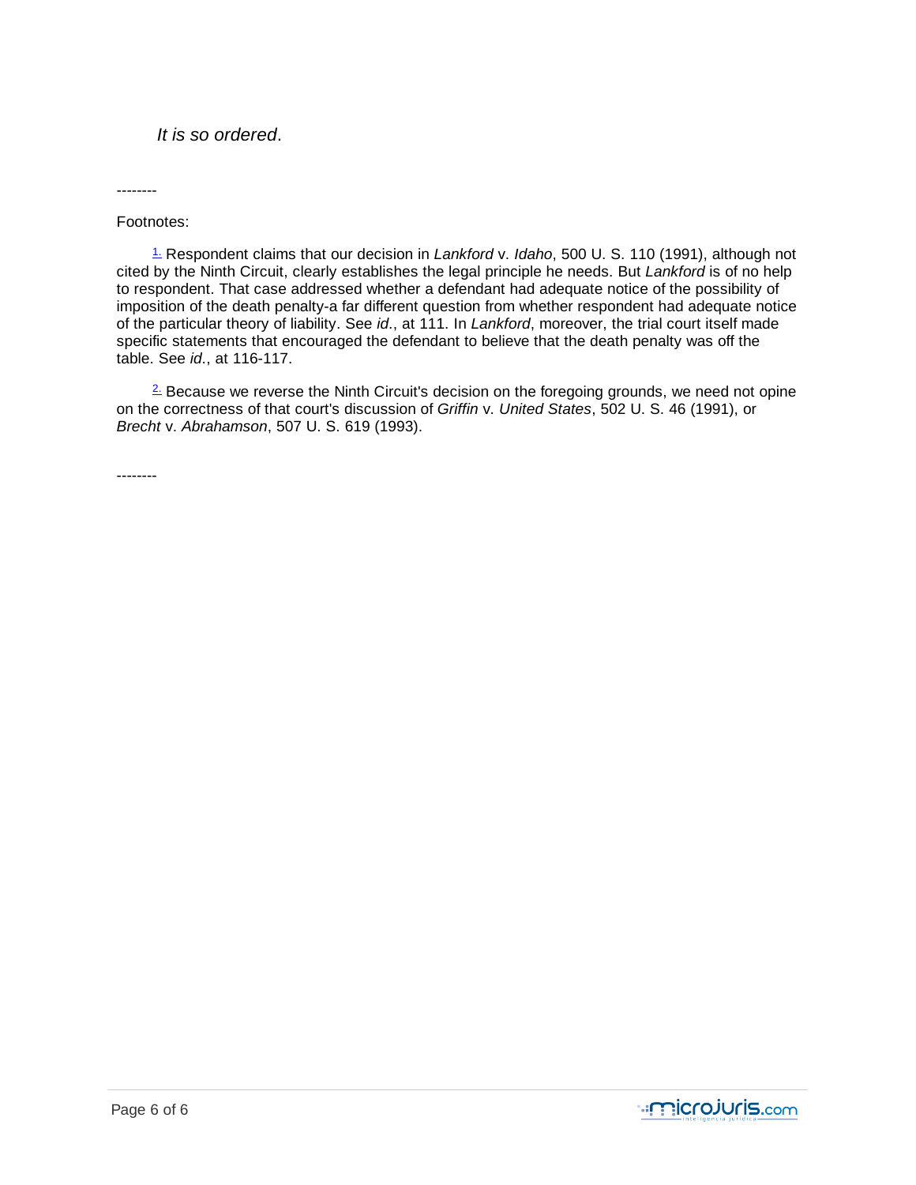*It is so ordered*.

--------

Footnotes:

[1] Respondent claims that our decision in *Lankford* v. *Idaho*, 500 U. S. 110 (1991), although not cited by the Ninth Circuit, clearly establishes the legal principle he needs. But *Lankford* is of no help to respondent. That case addressed whether a defendant had adequate notice of the possibility of imposition of the death penalty-a far different question from whether respondent had adequate notice of the particular theory of liability. See *id*., at 111. In *Lankford*, moreover, the trial court itself made specific statements that encouraged the defendant to believe that the death penalty was off the table. See *id*., at 116-117.

[2] Because we reverse the Ninth Circuit's decision on the foregoing grounds, we need not opine on the correctness of that court's discussion of *Griffin* v. *United States*, 502 U. S. 46 (1991), or *Brecht* v. *Abrahamson*, 507 U. S. 619 (1993).

--------